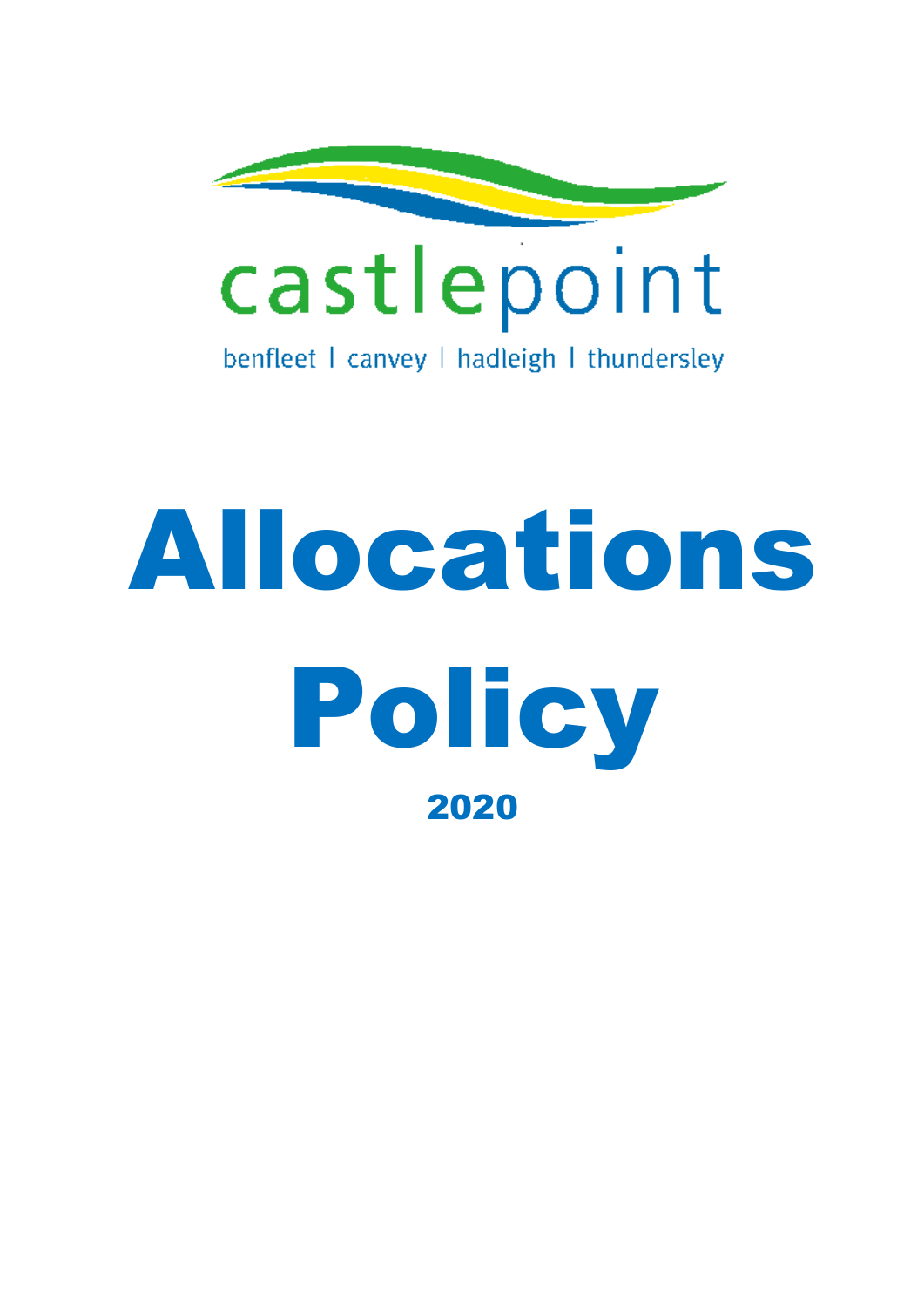castlepoint

benfleet | canvey | hadleigh | thundersley

# Allocations Policy

## 2020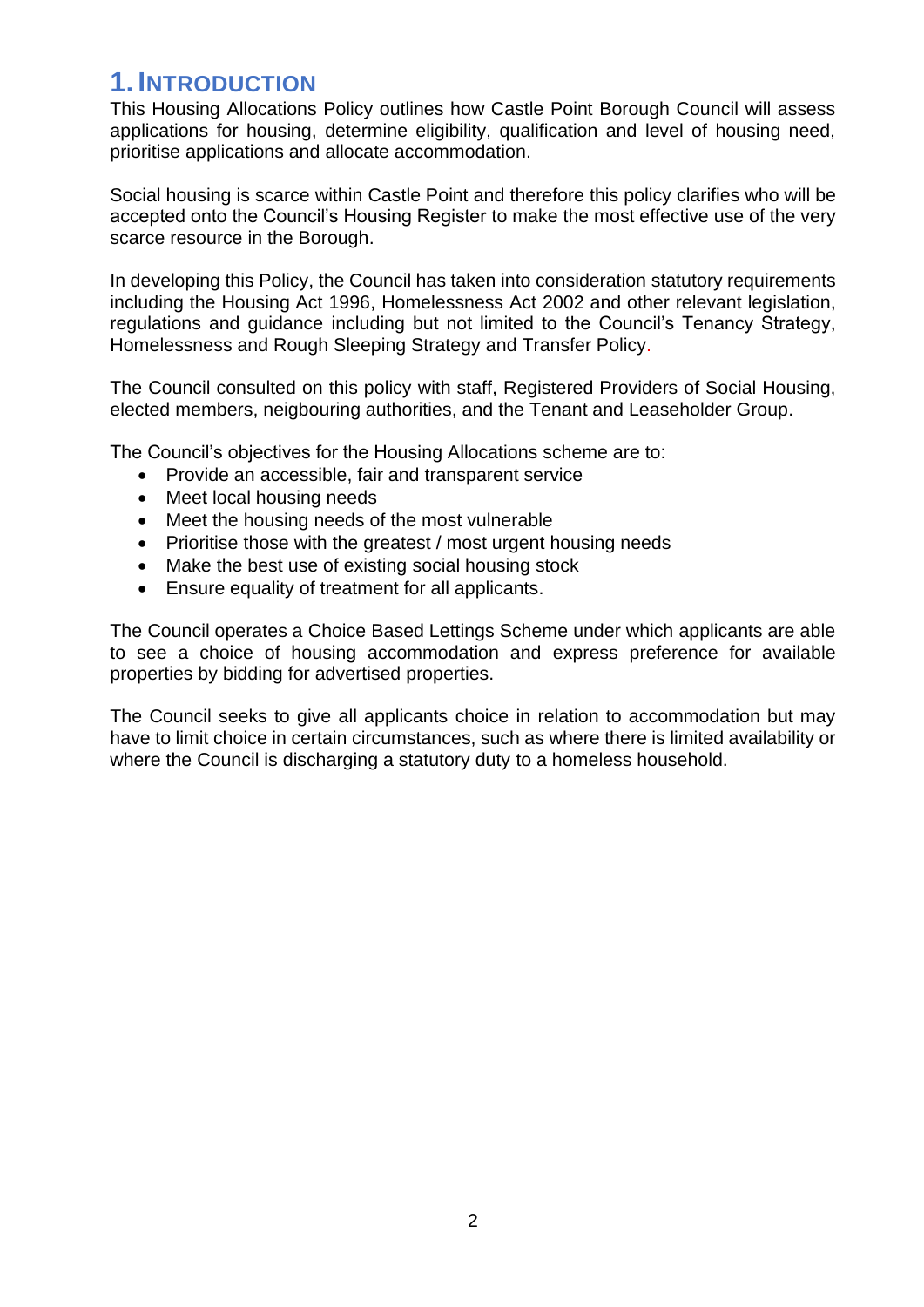# 1. Introduction

This Housing Allocations Policy outlines how Castle Point Borough Council will assess applications for housing, determine eligibility, qualification and level of housing need, prioritise applications and allocate accommodation.

Social housing is scarce within Castle Point and therefore this policy clarifies who will be accepted onto the Council's Housing Register to make the most effective use of the very scarce resource in the Borough.

In developing this Policy, the Council has taken into consideration statutory requirements including the Housing Act 1996, Homelessness Act 2002 and other relevant legislation, regulations and guidance including but not limited to the Council's Tenancy Strategy, Homelessness and Rough Sleeping Strategy and Transfer Policy.

The Council consulted on this policy with staff, Registered Providers of Social Housing, elected members, neigbouring authorities, and the Tenant and Leaseholder Group.

The Council's objectives for the Housing Allocations scheme are to:

- Provide an accessible, fair and transparent service
- Meet local housing needs
- Meet the housing needs of the most vulnerable
- Prioritise those with the greatest / most urgent housing needs
- Make the best use of existing social housing stock
- Ensure equality of treatment for all applicants.

The Council operates a Choice Based Lettings Scheme under which applicants are able to see a choice of housing accommodation and express preference for available properties by bidding for advertised properties.

The Council seeks to give all applicants choice in relation to accommodation but may have to limit choice in certain circumstances, such as where there is limited availability or where the Council is discharging a statutory duty to a homeless household.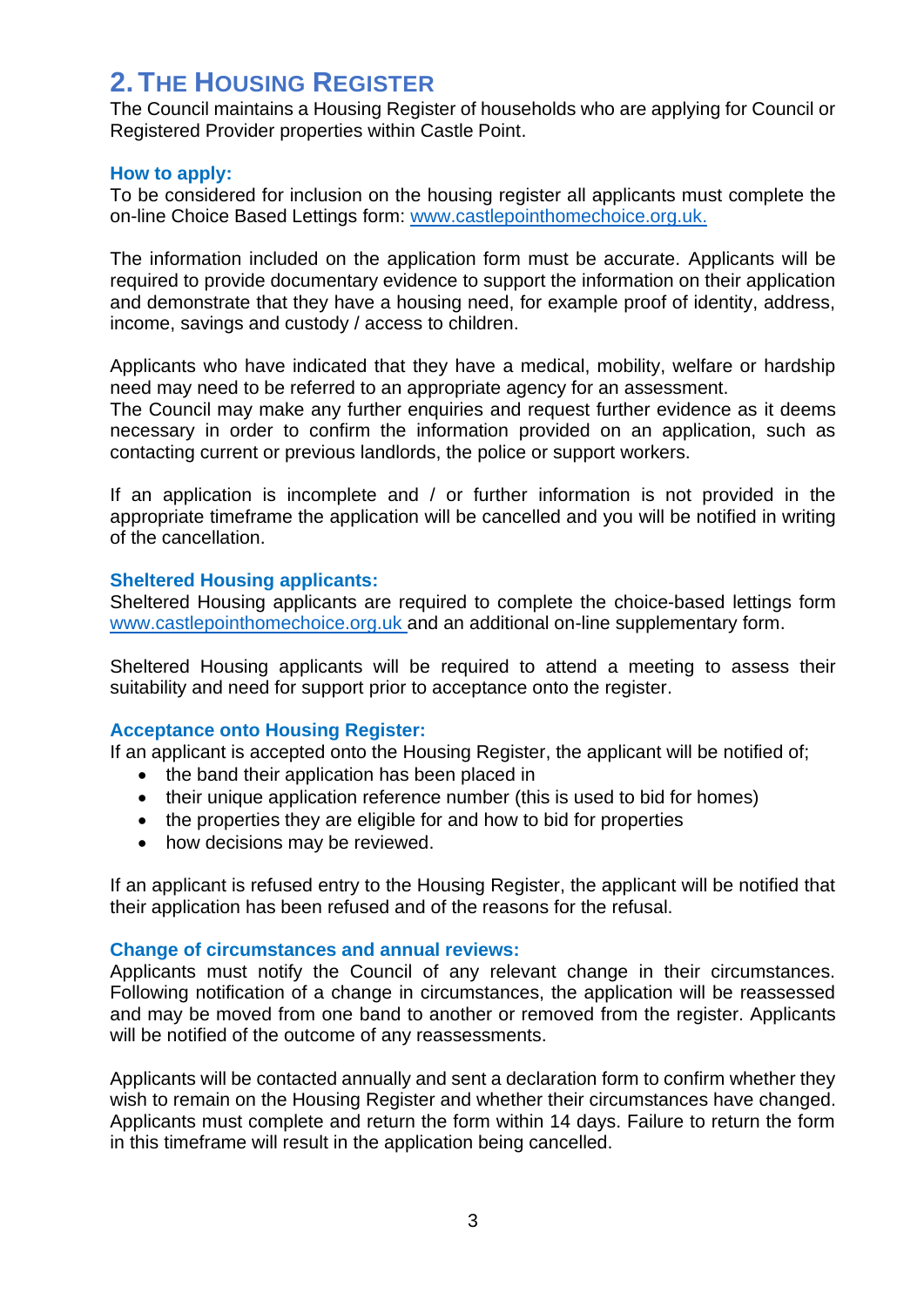## 2. The Housing Register

The Council maintains a Housing Register of households who are applying for Council or Registered Provider properties within Castle Point.

### How to apply:

To be considered for inclusion on the housing register all applicants must complete the on-line Choice Based Lettings form: www.castlepointhomechoice.org.uk.

The information included on the application form must be accurate. Applicants will be required to provide documentary evidence to support the information on their application and demonstrate that they have a housing need, for example proof of identity, address, income, savings and custody / access to children.

Applicants who have indicated that they have a medical, mobility, welfare or hardship need may need to be referred to an appropriate agency for an assessment.
The Council may make any further enquiries and request further evidence as it deems necessary in order to confirm the information provided on an application, such as contacting current or previous landlords, the police or support workers.

If an application is incomplete and / or further information is not provided in the appropriate timeframe the application will be cancelled and you will be notified in writing of the cancellation.

### Sheltered Housing applicants:

Sheltered Housing applicants are required to complete the choice-based lettings form www.castlepointhomechoice.org.uk and an additional on-line supplementary form.

Sheltered Housing applicants will be required to attend a meeting to assess their suitability and need for support prior to acceptance onto the register.

### Acceptance onto Housing Register:

If an applicant is accepted onto the Housing Register, the applicant will be notified of;

- the band their application has been placed in
- their unique application reference number (this is used to bid for homes)
- the properties they are eligible for and how to bid for properties
- how decisions may be reviewed.

If an applicant is refused entry to the Housing Register, the applicant will be notified that their application has been refused and of the reasons for the refusal.

### Change of circumstances and annual reviews:

Applicants must notify the Council of any relevant change in their circumstances. Following notification of a change in circumstances, the application will be reassessed and may be moved from one band to another or removed from the register. Applicants will be notified of the outcome of any reassessments.

Applicants will be contacted annually and sent a declaration form to confirm whether they wish to remain on the Housing Register and whether their circumstances have changed. Applicants must complete and return the form within 14 days. Failure to return the form in this timeframe will result in the application being cancelled.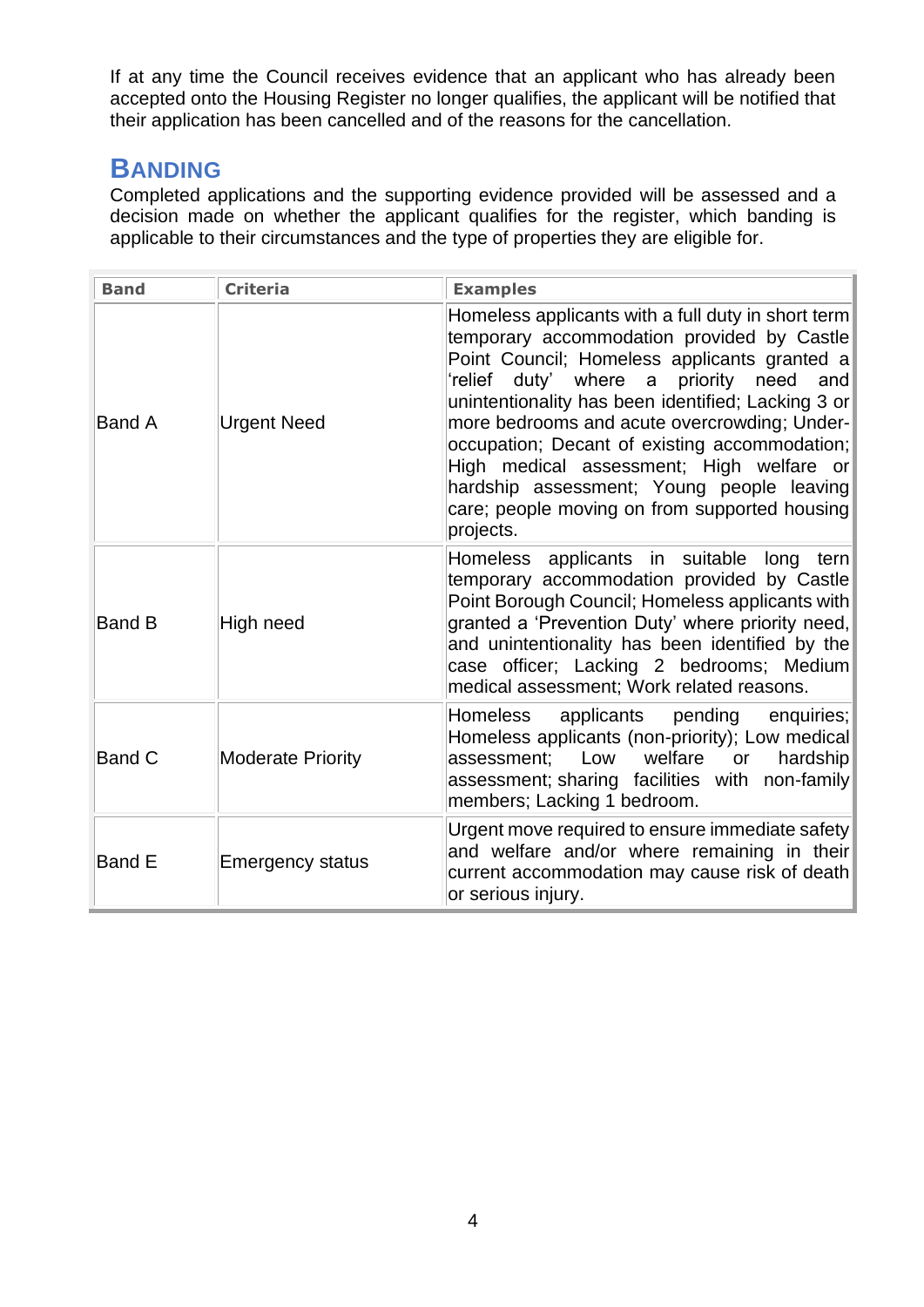If at any time the Council receives evidence that an applicant who has already been accepted onto the Housing Register no longer qualifies, the applicant will be notified that their application has been cancelled and of the reasons for the cancellation.

## BANDING

Completed applications and the supporting evidence provided will be assessed and a decision made on whether the applicant qualifies for the register, which banding is applicable to their circumstances and the type of properties they are eligible for.

| Band | Criteria | Examples |
| --- | --- | --- |
| Band A | Urgent Need | Homeless applicants with a full duty in short term temporary accommodation provided by Castle Point Council; Homeless applicants granted a 'relief duty' where a priority need and unintentionality has been identified; Lacking 3 or more bedrooms and acute overcrowding; Under-occupation; Decant of existing accommodation; High medical assessment; High welfare or hardship assessment; Young people leaving care; people moving on from supported housing projects. |
| Band B | High need | Homeless applicants in suitable long tern temporary accommodation provided by Castle Point Borough Council; Homeless applicants with granted a 'Prevention Duty' where priority need, and unintentionality has been identified by the case officer; Lacking 2 bedrooms; Medium medical assessment; Work related reasons. |
| Band C | Moderate Priority | Homeless applicants pending enquiries; Homeless applicants (non-priority); Low medical assessment; Low welfare or hardship assessment; sharing facilities with non-family members; Lacking 1 bedroom. |
| Band E | Emergency status | Urgent move required to ensure immediate safety and welfare and/or where remaining in their current accommodation may cause risk of death or serious injury. |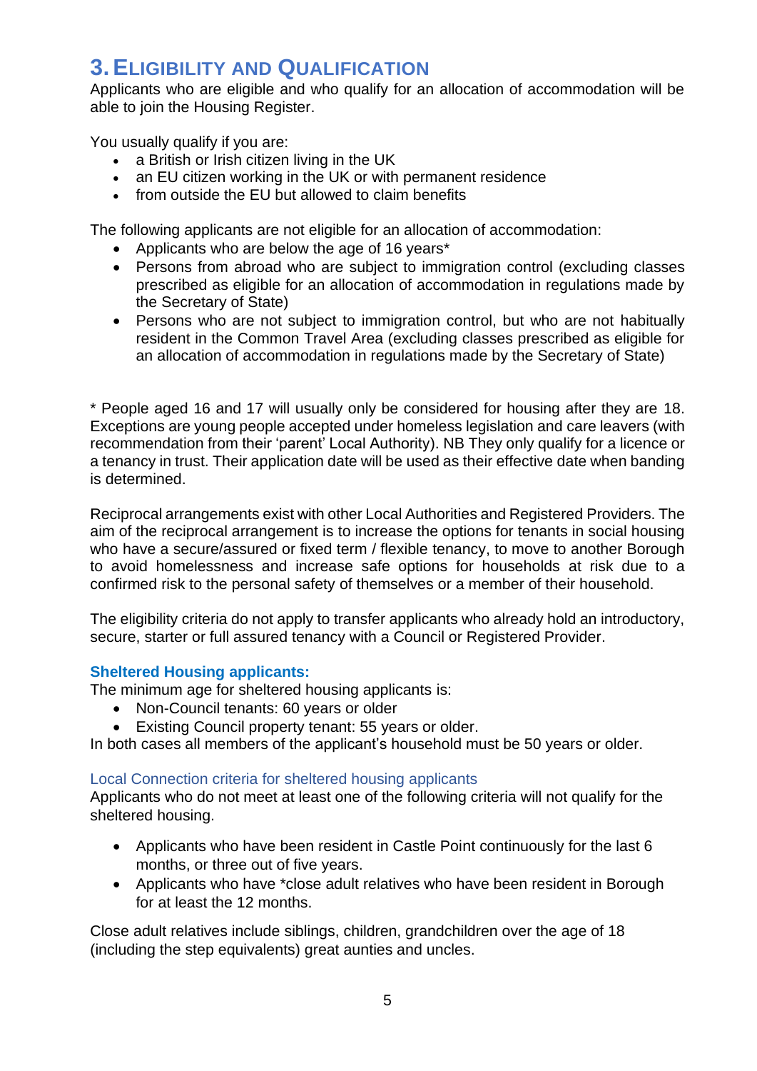## 3. Eligibility and Qualification

Applicants who are eligible and who qualify for an allocation of accommodation will be able to join the Housing Register.

You usually qualify if you are:

- a British or Irish citizen living in the UK
- an EU citizen working in the UK or with permanent residence
- from outside the EU but allowed to claim benefits

The following applicants are not eligible for an allocation of accommodation:

- Applicants who are below the age of 16 years*
- Persons from abroad who are subject to immigration control (excluding classes prescribed as eligible for an allocation of accommodation in regulations made by the Secretary of State)
- Persons who are not subject to immigration control, but who are not habitually resident in the Common Travel Area (excluding classes prescribed as eligible for an allocation of accommodation in regulations made by the Secretary of State)

* People aged 16 and 17 will usually only be considered for housing after they are 18. Exceptions are young people accepted under homeless legislation and care leavers (with recommendation from their 'parent' Local Authority). NB They only qualify for a licence or a tenancy in trust. Their application date will be used as their effective date when banding is determined.

Reciprocal arrangements exist with other Local Authorities and Registered Providers. The aim of the reciprocal arrangement is to increase the options for tenants in social housing who have a secure/assured or fixed term / flexible tenancy, to move to another Borough to avoid homelessness and increase safe options for households at risk due to a confirmed risk to the personal safety of themselves or a member of their household.

The eligibility criteria do not apply to transfer applicants who already hold an introductory, secure, starter or full assured tenancy with a Council or Registered Provider.

**Sheltered Housing applicants:**

The minimum age for sheltered housing applicants is:

- Non-Council tenants: 60 years or older
- Existing Council property tenant: 55 years or older.

In both cases all members of the applicant's household must be 50 years or older.

#### Local Connection criteria for sheltered housing applicants

Applicants who do not meet at least one of the following criteria will not qualify for the sheltered housing.

- Applicants who have been resident in Castle Point continuously for the last 6 months, or three out of five years.
- Applicants who have *close adult relatives who have been resident in Borough for at least the 12 months.

Close adult relatives include siblings, children, grandchildren over the age of 18 (including the step equivalents) great aunties and uncles.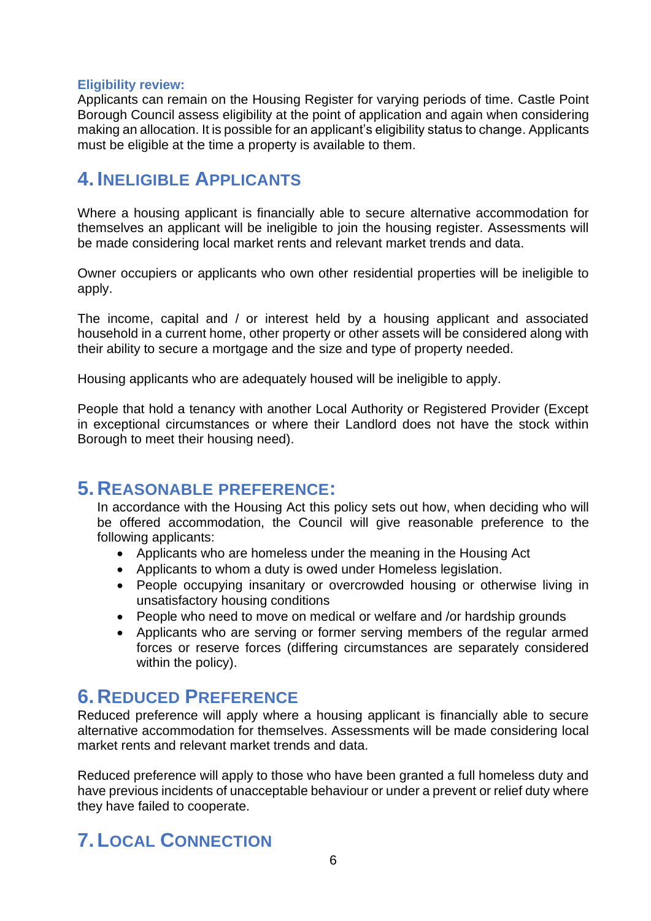**Eligibility review:**
Applicants can remain on the Housing Register for varying periods of time. Castle Point Borough Council assess eligibility at the point of application and again when considering making an allocation. It is possible for an applicant's eligibility status to change. Applicants must be eligible at the time a property is available to them.

## 4. Ineligible Applicants

Where a housing applicant is financially able to secure alternative accommodation for themselves an applicant will be ineligible to join the housing register. Assessments will be made considering local market rents and relevant market trends and data.

Owner occupiers or applicants who own other residential properties will be ineligible to apply.

The income, capital and / or interest held by a housing applicant and associated household in a current home, other property or other assets will be considered along with their ability to secure a mortgage and the size and type of property needed.

Housing applicants who are adequately housed will be ineligible to apply.

People that hold a tenancy with another Local Authority or Registered Provider (Except in exceptional circumstances or where their Landlord does not have the stock within Borough to meet their housing need).

## 5. Reasonable Preference:

In accordance with the Housing Act this policy sets out how, when deciding who will be offered accommodation, the Council will give reasonable preference to the following applicants:

- Applicants who are homeless under the meaning in the Housing Act
- Applicants to whom a duty is owed under Homeless legislation.
- People occupying insanitary or overcrowded housing or otherwise living in unsatisfactory housing conditions
- People who need to move on medical or welfare and /or hardship grounds
- Applicants who are serving or former serving members of the regular armed forces or reserve forces (differing circumstances are separately considered within the policy).

## 6. Reduced Preference

Reduced preference will apply where a housing applicant is financially able to secure alternative accommodation for themselves. Assessments will be made considering local market rents and relevant market trends and data.

Reduced preference will apply to those who have been granted a full homeless duty and have previous incidents of unacceptable behaviour or under a prevent or relief duty where they have failed to cooperate.

## 7. Local Connection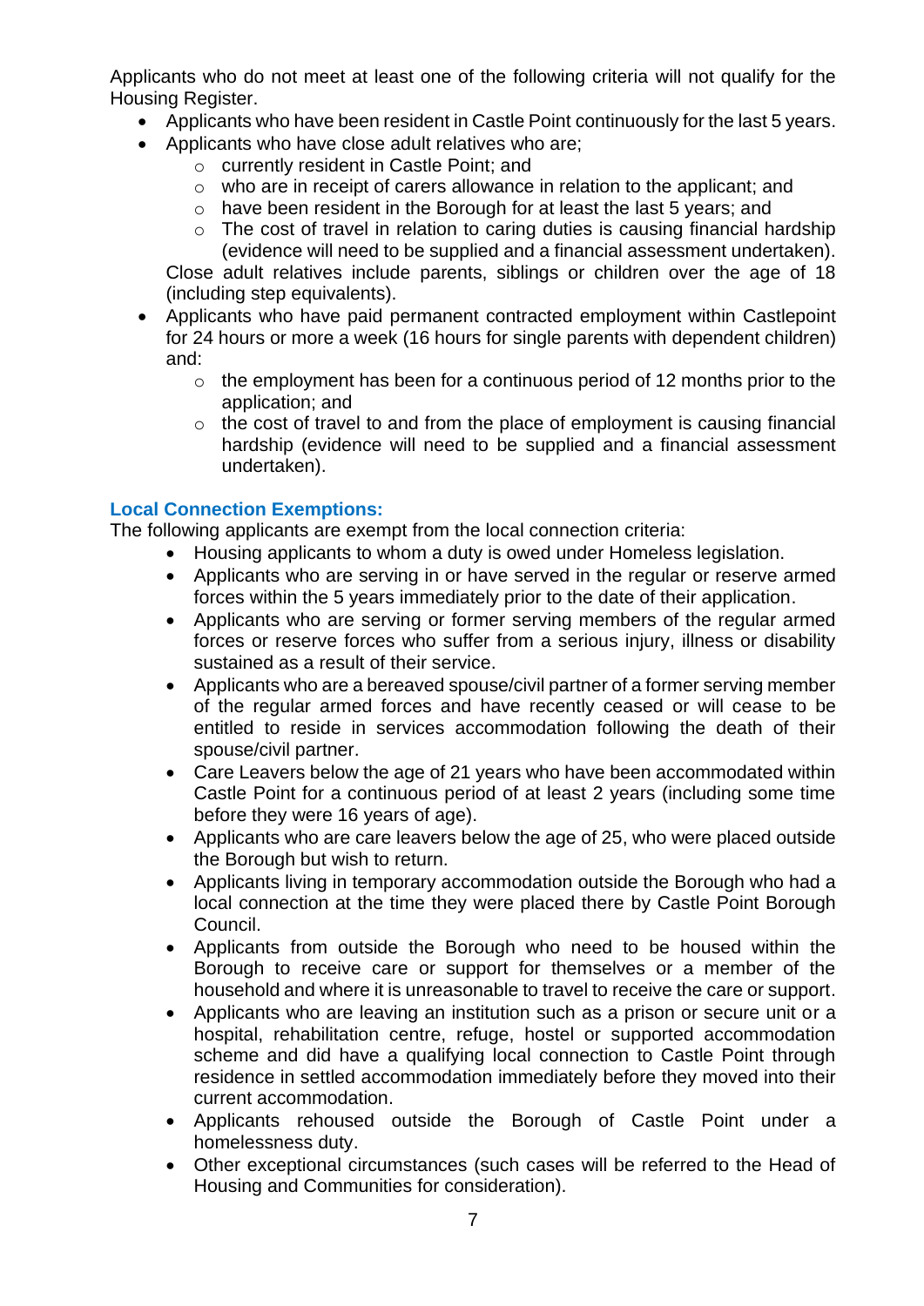Applicants who do not meet at least one of the following criteria will not qualify for the Housing Register.

- Applicants who have been resident in Castle Point continuously for the last 5 years.
- Applicants who have close adult relatives who are;
    - currently resident in Castle Point; and
    - who are in receipt of carers allowance in relation to the applicant; and
    - have been resident in the Borough for at least the last 5 years; and
    - The cost of travel in relation to caring duties is causing financial hardship (evidence will need to be supplied and a financial assessment undertaken).

  Close adult relatives include parents, siblings or children over the age of 18 (including step equivalents).
- Applicants who have paid permanent contracted employment within Castlepoint for 24 hours or more a week (16 hours for single parents with dependent children) and:
    - the employment has been for a continuous period of 12 months prior to the application; and
    - the cost of travel to and from the place of employment is causing financial hardship (evidence will need to be supplied and a financial assessment undertaken).

### Local Connection Exemptions:

The following applicants are exempt from the local connection criteria:

- Housing applicants to whom a duty is owed under Homeless legislation.
- Applicants who are serving in or have served in the regular or reserve armed forces within the 5 years immediately prior to the date of their application.
- Applicants who are serving or former serving members of the regular armed forces or reserve forces who suffer from a serious injury, illness or disability sustained as a result of their service.
- Applicants who are a bereaved spouse/civil partner of a former serving member of the regular armed forces and have recently ceased or will cease to be entitled to reside in services accommodation following the death of their spouse/civil partner.
- Care Leavers below the age of 21 years who have been accommodated within Castle Point for a continuous period of at least 2 years (including some time before they were 16 years of age).
- Applicants who are care leavers below the age of 25, who were placed outside the Borough but wish to return.
- Applicants living in temporary accommodation outside the Borough who had a local connection at the time they were placed there by Castle Point Borough Council.
- Applicants from outside the Borough who need to be housed within the Borough to receive care or support for themselves or a member of the household and where it is unreasonable to travel to receive the care or support.
- Applicants who are leaving an institution such as a prison or secure unit or a hospital, rehabilitation centre, refuge, hostel or supported accommodation scheme and did have a qualifying local connection to Castle Point through residence in settled accommodation immediately before they moved into their current accommodation.
- Applicants rehoused outside the Borough of Castle Point under a homelessness duty.
- Other exceptional circumstances (such cases will be referred to the Head of Housing and Communities for consideration).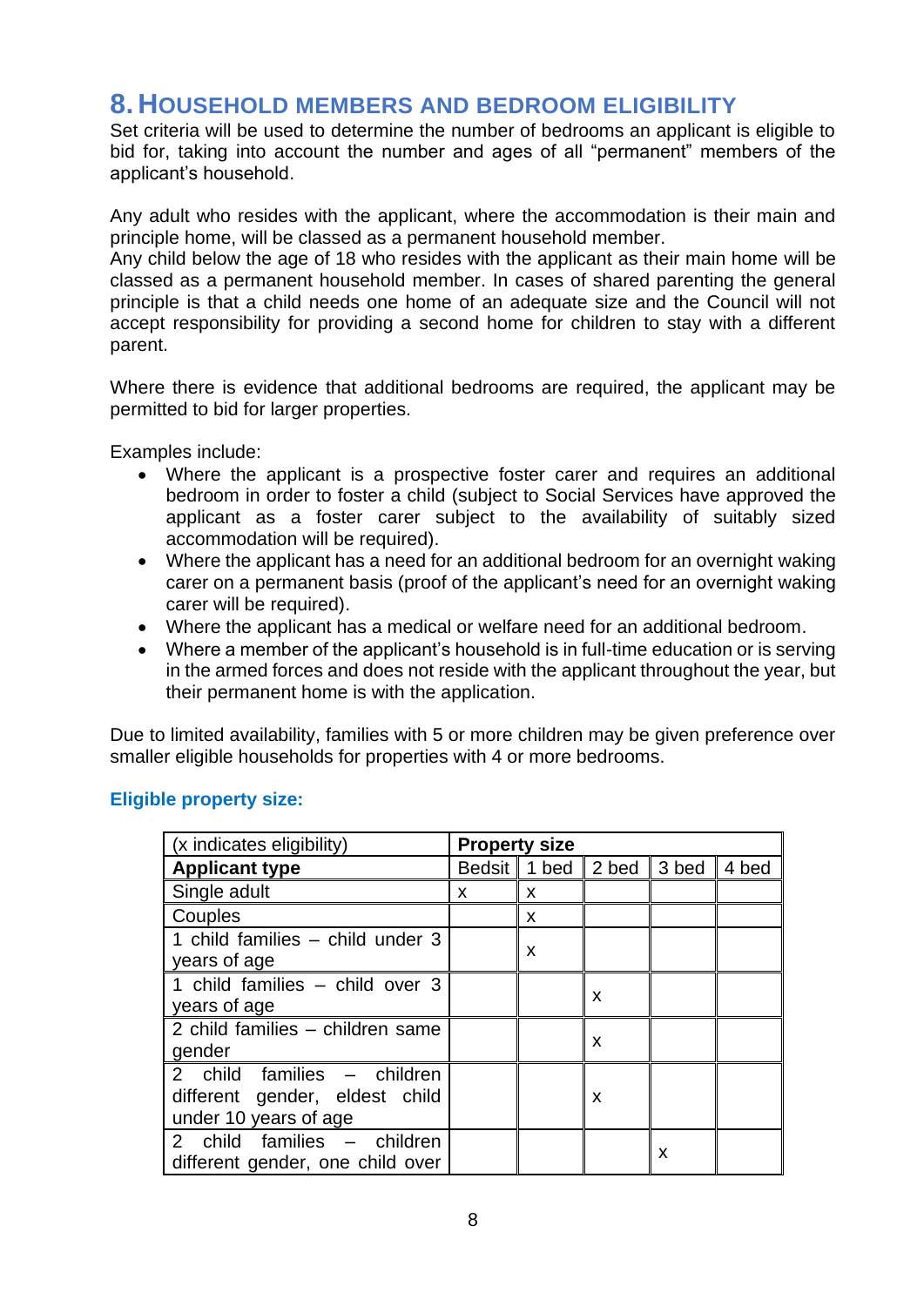## 8. Household Members and Bedroom Eligibility

Set criteria will be used to determine the number of bedrooms an applicant is eligible to bid for, taking into account the number and ages of all "permanent" members of the applicant's household.

Any adult who resides with the applicant, where the accommodation is their main and principle home, will be classed as a permanent household member.
Any child below the age of 18 who resides with the applicant as their main home will be classed as a permanent household member. In cases of shared parenting the general principle is that a child needs one home of an adequate size and the Council will not accept responsibility for providing a second home for children to stay with a different parent.

Where there is evidence that additional bedrooms are required, the applicant may be permitted to bid for larger properties.

Examples include:

- Where the applicant is a prospective foster carer and requires an additional bedroom in order to foster a child (subject to Social Services have approved the applicant as a foster carer subject to the availability of suitably sized accommodation will be required).
- Where the applicant has a need for an additional bedroom for an overnight waking carer on a permanent basis (proof of the applicant's need for an overnight waking carer will be required).
- Where the applicant has a medical or welfare need for an additional bedroom.
- Where a member of the applicant's household is in full-time education or is serving in the armed forces and does not reside with the applicant throughout the year, but their permanent home is with the application.

Due to limited availability, families with 5 or more children may be given preference over smaller eligible households for properties with 4 or more bedrooms.

### Eligible property size:

| (x indicates eligibility) | **Property size** | | | | |
|---|---|---|---|---|---|
| **Applicant type** | Bedsit | 1 bed | 2 bed | 3 bed | 4 bed |
| Single adult | x | x | | | |
| Couples | | x | | | |
| 1 child families – child under 3 years of age | | x | | | |
| 1 child families – child over 3 years of age | | | x | | |
| 2 child families – children same gender | | | x | | |
| 2 child families – children different gender, eldest child under 10 years of age | | | x | | |
| 2 child families – children different gender, one child over | | | | x | |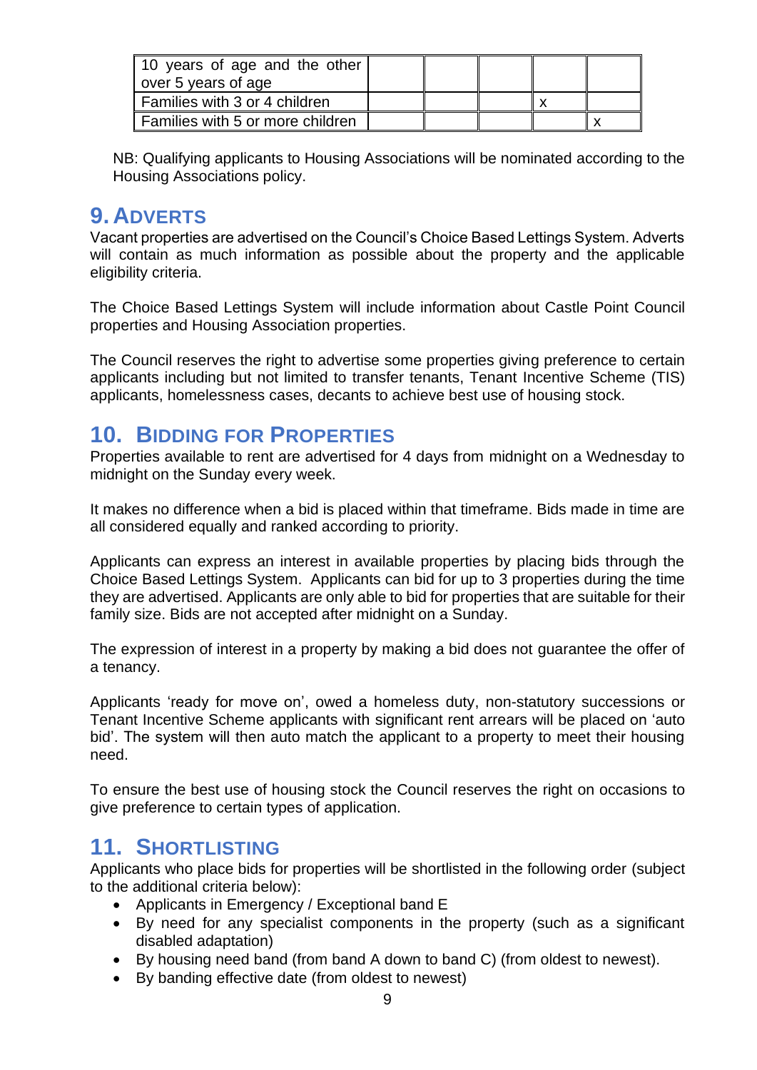| | | | | | |
|---|---|---|---|---|---|
| 10 years of age and the other over 5 years of age | | | | | |
| Families with 3 or 4 children | | | | x | |
| Families with 5 or more children | | | | | x |

NB: Qualifying applicants to Housing Associations will be nominated according to the Housing Associations policy.

## 9. Adverts

Vacant properties are advertised on the Council's Choice Based Lettings System. Adverts will contain as much information as possible about the property and the applicable eligibility criteria.

The Choice Based Lettings System will include information about Castle Point Council properties and Housing Association properties.

The Council reserves the right to advertise some properties giving preference to certain applicants including but not limited to transfer tenants, Tenant Incentive Scheme (TIS) applicants, homelessness cases, decants to achieve best use of housing stock.

## 10. Bidding for Properties

Properties available to rent are advertised for 4 days from midnight on a Wednesday to midnight on the Sunday every week.

It makes no difference when a bid is placed within that timeframe. Bids made in time are all considered equally and ranked according to priority.

Applicants can express an interest in available properties by placing bids through the Choice Based Lettings System. Applicants can bid for up to 3 properties during the time they are advertised. Applicants are only able to bid for properties that are suitable for their family size. Bids are not accepted after midnight on a Sunday.

The expression of interest in a property by making a bid does not guarantee the offer of a tenancy.

Applicants 'ready for move on', owed a homeless duty, non-statutory successions or Tenant Incentive Scheme applicants with significant rent arrears will be placed on 'auto bid'. The system will then auto match the applicant to a property to meet their housing need.

To ensure the best use of housing stock the Council reserves the right on occasions to give preference to certain types of application.

## 11. Shortlisting

Applicants who place bids for properties will be shortlisted in the following order (subject to the additional criteria below):

- Applicants in Emergency / Exceptional band E
- By need for any specialist components in the property (such as a significant disabled adaptation)
- By housing need band (from band A down to band C) (from oldest to newest).
- By banding effective date (from oldest to newest)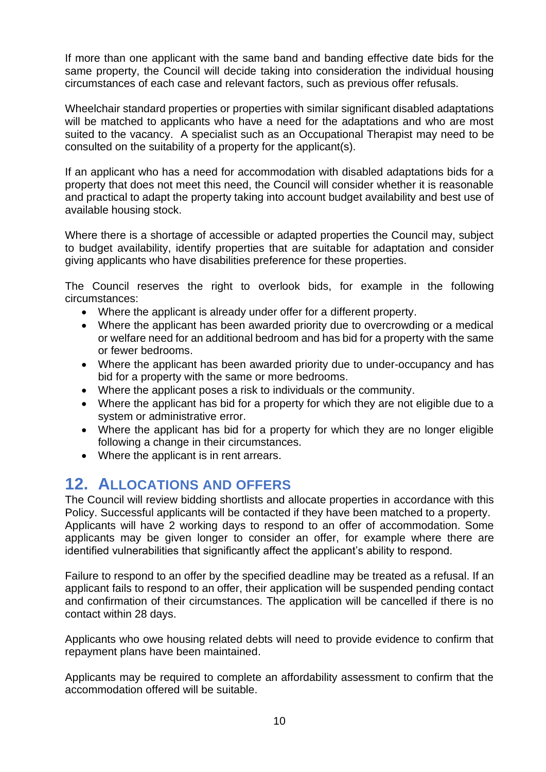If more than one applicant with the same band and banding effective date bids for the same property, the Council will decide taking into consideration the individual housing circumstances of each case and relevant factors, such as previous offer refusals.

Wheelchair standard properties or properties with similar significant disabled adaptations will be matched to applicants who have a need for the adaptations and who are most suited to the vacancy. A specialist such as an Occupational Therapist may need to be consulted on the suitability of a property for the applicant(s).

If an applicant who has a need for accommodation with disabled adaptations bids for a property that does not meet this need, the Council will consider whether it is reasonable and practical to adapt the property taking into account budget availability and best use of available housing stock.

Where there is a shortage of accessible or adapted properties the Council may, subject to budget availability, identify properties that are suitable for adaptation and consider giving applicants who have disabilities preference for these properties.

The Council reserves the right to overlook bids, for example in the following circumstances:

- Where the applicant is already under offer for a different property.
- Where the applicant has been awarded priority due to overcrowding or a medical or welfare need for an additional bedroom and has bid for a property with the same or fewer bedrooms.
- Where the applicant has been awarded priority due to under-occupancy and has bid for a property with the same or more bedrooms.
- Where the applicant poses a risk to individuals or the community.
- Where the applicant has bid for a property for which they are not eligible due to a system or administrative error.
- Where the applicant has bid for a property for which they are no longer eligible following a change in their circumstances.
- Where the applicant is in rent arrears.

## 12. Allocations and Offers

The Council will review bidding shortlists and allocate properties in accordance with this Policy. Successful applicants will be contacted if they have been matched to a property. Applicants will have 2 working days to respond to an offer of accommodation. Some applicants may be given longer to consider an offer, for example where there are identified vulnerabilities that significantly affect the applicant's ability to respond.

Failure to respond to an offer by the specified deadline may be treated as a refusal. If an applicant fails to respond to an offer, their application will be suspended pending contact and confirmation of their circumstances. The application will be cancelled if there is no contact within 28 days.

Applicants who owe housing related debts will need to provide evidence to confirm that repayment plans have been maintained.

Applicants may be required to complete an affordability assessment to confirm that the accommodation offered will be suitable.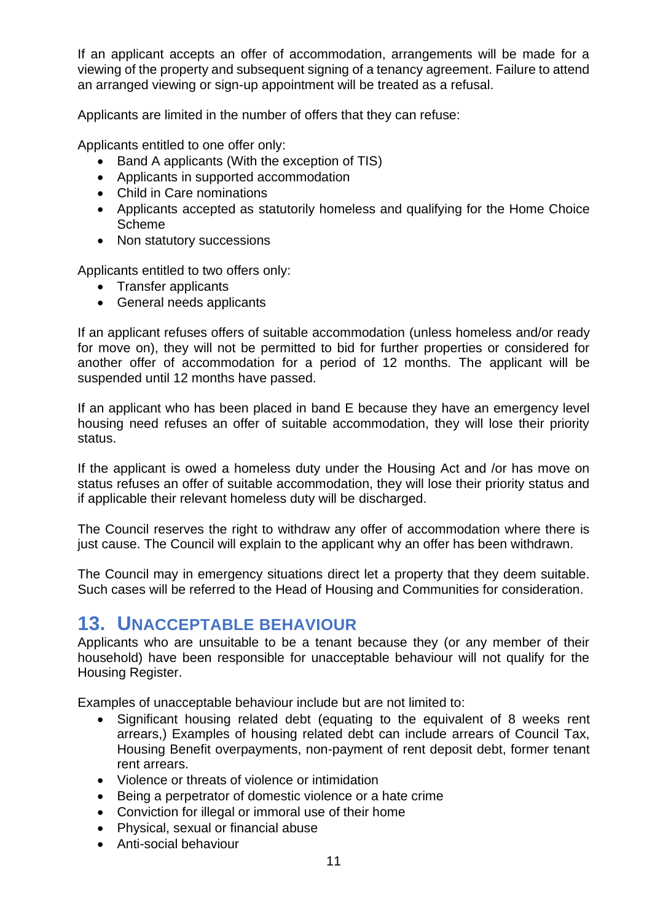If an applicant accepts an offer of accommodation, arrangements will be made for a viewing of the property and subsequent signing of a tenancy agreement. Failure to attend an arranged viewing or sign-up appointment will be treated as a refusal.

Applicants are limited in the number of offers that they can refuse:

Applicants entitled to one offer only:

- Band A applicants (With the exception of TIS)
- Applicants in supported accommodation
- Child in Care nominations
- Applicants accepted as statutorily homeless and qualifying for the Home Choice Scheme
- Non statutory successions

Applicants entitled to two offers only:

- Transfer applicants
- General needs applicants

If an applicant refuses offers of suitable accommodation (unless homeless and/or ready for move on), they will not be permitted to bid for further properties or considered for another offer of accommodation for a period of 12 months. The applicant will be suspended until 12 months have passed.

If an applicant who has been placed in band E because they have an emergency level housing need refuses an offer of suitable accommodation, they will lose their priority status.

If the applicant is owed a homeless duty under the Housing Act and /or has move on status refuses an offer of suitable accommodation, they will lose their priority status and if applicable their relevant homeless duty will be discharged.

The Council reserves the right to withdraw any offer of accommodation where there is just cause. The Council will explain to the applicant why an offer has been withdrawn.

The Council may in emergency situations direct let a property that they deem suitable. Such cases will be referred to the Head of Housing and Communities for consideration.

## 13. Unacceptable Behaviour

Applicants who are unsuitable to be a tenant because they (or any member of their household) have been responsible for unacceptable behaviour will not qualify for the Housing Register.

Examples of unacceptable behaviour include but are not limited to:

- Significant housing related debt (equating to the equivalent of 8 weeks rent arrears,) Examples of housing related debt can include arrears of Council Tax, Housing Benefit overpayments, non-payment of rent deposit debt, former tenant rent arrears.
- Violence or threats of violence or intimidation
- Being a perpetrator of domestic violence or a hate crime
- Conviction for illegal or immoral use of their home
- Physical, sexual or financial abuse
- Anti-social behaviour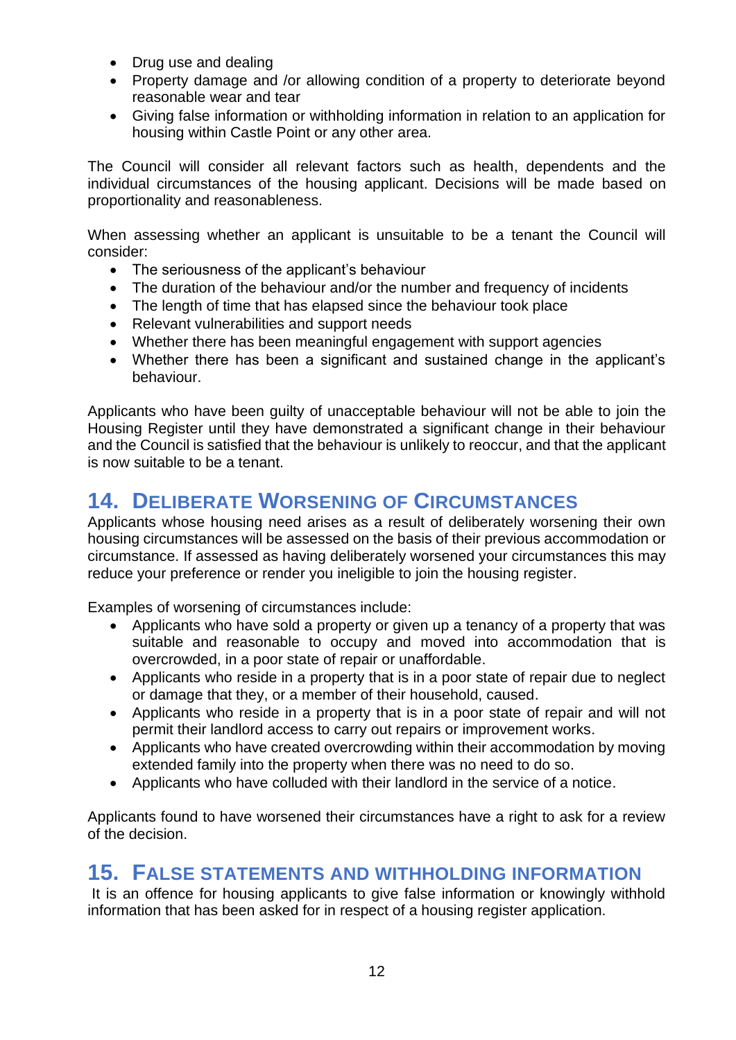- Drug use and dealing
- Property damage and /or allowing condition of a property to deteriorate beyond reasonable wear and tear
- Giving false information or withholding information in relation to an application for housing within Castle Point or any other area.

The Council will consider all relevant factors such as health, dependents and the individual circumstances of the housing applicant. Decisions will be made based on proportionality and reasonableness.

When assessing whether an applicant is unsuitable to be a tenant the Council will consider:

- The seriousness of the applicant's behaviour
- The duration of the behaviour and/or the number and frequency of incidents
- The length of time that has elapsed since the behaviour took place
- Relevant vulnerabilities and support needs
- Whether there has been meaningful engagement with support agencies
- Whether there has been a significant and sustained change in the applicant's behaviour.

Applicants who have been guilty of unacceptable behaviour will not be able to join the Housing Register until they have demonstrated a significant change in their behaviour and the Council is satisfied that the behaviour is unlikely to reoccur, and that the applicant is now suitable to be a tenant.

## 14. Deliberate Worsening of Circumstances

Applicants whose housing need arises as a result of deliberately worsening their own housing circumstances will be assessed on the basis of their previous accommodation or circumstance. If assessed as having deliberately worsened your circumstances this may reduce your preference or render you ineligible to join the housing register.

Examples of worsening of circumstances include:

- Applicants who have sold a property or given up a tenancy of a property that was suitable and reasonable to occupy and moved into accommodation that is overcrowded, in a poor state of repair or unaffordable.
- Applicants who reside in a property that is in a poor state of repair due to neglect or damage that they, or a member of their household, caused.
- Applicants who reside in a property that is in a poor state of repair and will not permit their landlord access to carry out repairs or improvement works.
- Applicants who have created overcrowding within their accommodation by moving extended family into the property when there was no need to do so.
- Applicants who have colluded with their landlord in the service of a notice.

Applicants found to have worsened their circumstances have a right to ask for a review of the decision.

## 15. False Statements and Withholding Information

It is an offence for housing applicants to give false information or knowingly withhold information that has been asked for in respect of a housing register application.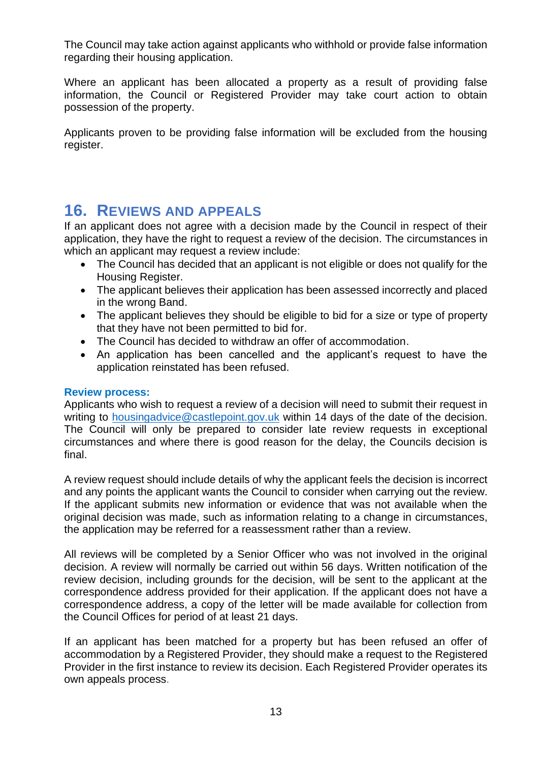The Council may take action against applicants who withhold or provide false information regarding their housing application.

Where an applicant has been allocated a property as a result of providing false information, the Council or Registered Provider may take court action to obtain possession of the property.

Applicants proven to be providing false information will be excluded from the housing register.

## 16. Reviews and Appeals

If an applicant does not agree with a decision made by the Council in respect of their application, they have the right to request a review of the decision. The circumstances in which an applicant may request a review include:

- The Council has decided that an applicant is not eligible or does not qualify for the Housing Register.
- The applicant believes their application has been assessed incorrectly and placed in the wrong Band.
- The applicant believes they should be eligible to bid for a size or type of property that they have not been permitted to bid for.
- The Council has decided to withdraw an offer of accommodation.
- An application has been cancelled and the applicant's request to have the application reinstated has been refused.

### Review process:

Applicants who wish to request a review of a decision will need to submit their request in writing to housingadvice@castlepoint.gov.uk within 14 days of the date of the decision. The Council will only be prepared to consider late review requests in exceptional circumstances and where there is good reason for the delay, the Councils decision is final.

A review request should include details of why the applicant feels the decision is incorrect and any points the applicant wants the Council to consider when carrying out the review. If the applicant submits new information or evidence that was not available when the original decision was made, such as information relating to a change in circumstances, the application may be referred for a reassessment rather than a review.

All reviews will be completed by a Senior Officer who was not involved in the original decision. A review will normally be carried out within 56 days. Written notification of the review decision, including grounds for the decision, will be sent to the applicant at the correspondence address provided for their application. If the applicant does not have a correspondence address, a copy of the letter will be made available for collection from the Council Offices for period of at least 21 days.

If an applicant has been matched for a property but has been refused an offer of accommodation by a Registered Provider, they should make a request to the Registered Provider in the first instance to review its decision. Each Registered Provider operates its own appeals process.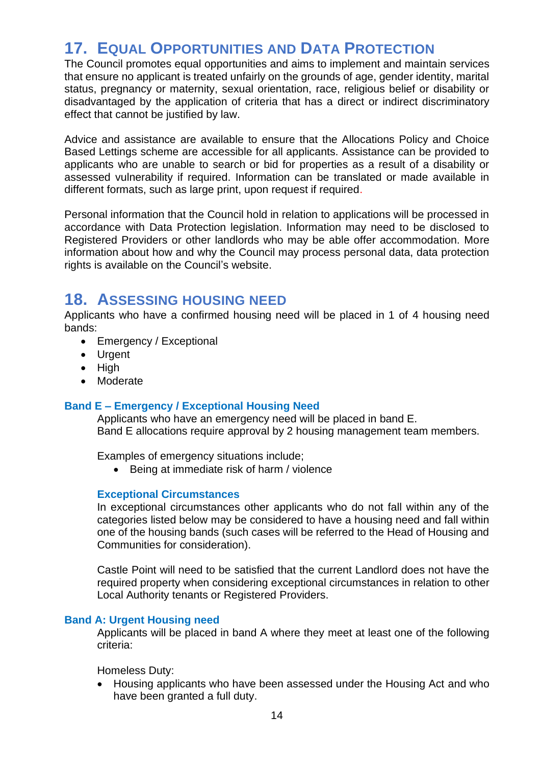## 17. Equal Opportunities and Data Protection

The Council promotes equal opportunities and aims to implement and maintain services that ensure no applicant is treated unfairly on the grounds of age, gender identity, marital status, pregnancy or maternity, sexual orientation, race, religious belief or disability or disadvantaged by the application of criteria that has a direct or indirect discriminatory effect that cannot be justified by law.

Advice and assistance are available to ensure that the Allocations Policy and Choice Based Lettings scheme are accessible for all applicants. Assistance can be provided to applicants who are unable to search or bid for properties as a result of a disability or assessed vulnerability if required. Information can be translated or made available in different formats, such as large print, upon request if required.

Personal information that the Council hold in relation to applications will be processed in accordance with Data Protection legislation. Information may need to be disclosed to Registered Providers or other landlords who may be able offer accommodation. More information about how and why the Council may process personal data, data protection rights is available on the Council's website.

## 18. Assessing Housing Need

Applicants who have a confirmed housing need will be placed in 1 of 4 housing need bands:

- Emergency / Exceptional
- Urgent
- High
- Moderate

### Band E – Emergency / Exceptional Housing Need

Applicants who have an emergency need will be placed in band E.
Band E allocations require approval by 2 housing management team members.

Examples of emergency situations include;

- Being at immediate risk of harm / violence

#### Exceptional Circumstances

In exceptional circumstances other applicants who do not fall within any of the categories listed below may be considered to have a housing need and fall within one of the housing bands (such cases will be referred to the Head of Housing and Communities for consideration).

Castle Point will need to be satisfied that the current Landlord does not have the required property when considering exceptional circumstances in relation to other Local Authority tenants or Registered Providers.

### Band A: Urgent Housing need

Applicants will be placed in band A where they meet at least one of the following criteria:

Homeless Duty:

- Housing applicants who have been assessed under the Housing Act and who have been granted a full duty.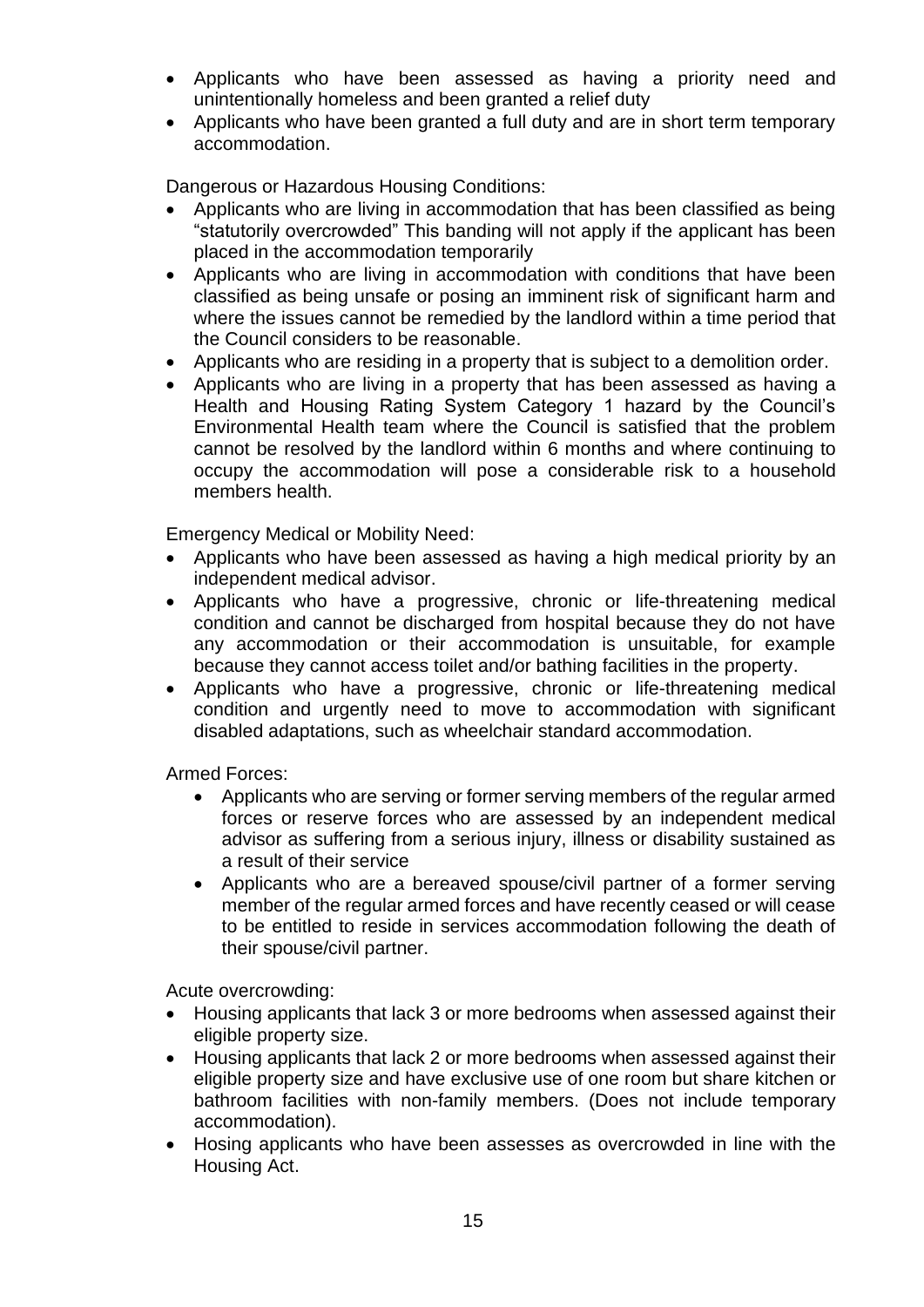- Applicants who have been assessed as having a priority need and unintentionally homeless and been granted a relief duty
- Applicants who have been granted a full duty and are in short term temporary accommodation.

Dangerous or Hazardous Housing Conditions:

- Applicants who are living in accommodation that has been classified as being "statutorily overcrowded" This banding will not apply if the applicant has been placed in the accommodation temporarily
- Applicants who are living in accommodation with conditions that have been classified as being unsafe or posing an imminent risk of significant harm and where the issues cannot be remedied by the landlord within a time period that the Council considers to be reasonable.
- Applicants who are residing in a property that is subject to a demolition order.
- Applicants who are living in a property that has been assessed as having a Health and Housing Rating System Category 1 hazard by the Council's Environmental Health team where the Council is satisfied that the problem cannot be resolved by the landlord within 6 months and where continuing to occupy the accommodation will pose a considerable risk to a household members health.

Emergency Medical or Mobility Need:

- Applicants who have been assessed as having a high medical priority by an independent medical advisor.
- Applicants who have a progressive, chronic or life-threatening medical condition and cannot be discharged from hospital because they do not have any accommodation or their accommodation is unsuitable, for example because they cannot access toilet and/or bathing facilities in the property.
- Applicants who have a progressive, chronic or life-threatening medical condition and urgently need to move to accommodation with significant disabled adaptations, such as wheelchair standard accommodation.

Armed Forces:

- Applicants who are serving or former serving members of the regular armed forces or reserve forces who are assessed by an independent medical advisor as suffering from a serious injury, illness or disability sustained as a result of their service
- Applicants who are a bereaved spouse/civil partner of a former serving member of the regular armed forces and have recently ceased or will cease to be entitled to reside in services accommodation following the death of their spouse/civil partner.

Acute overcrowding:

- Housing applicants that lack 3 or more bedrooms when assessed against their eligible property size.
- Housing applicants that lack 2 or more bedrooms when assessed against their eligible property size and have exclusive use of one room but share kitchen or bathroom facilities with non-family members. (Does not include temporary accommodation).
- Hosing applicants who have been assesses as overcrowded in line with the Housing Act.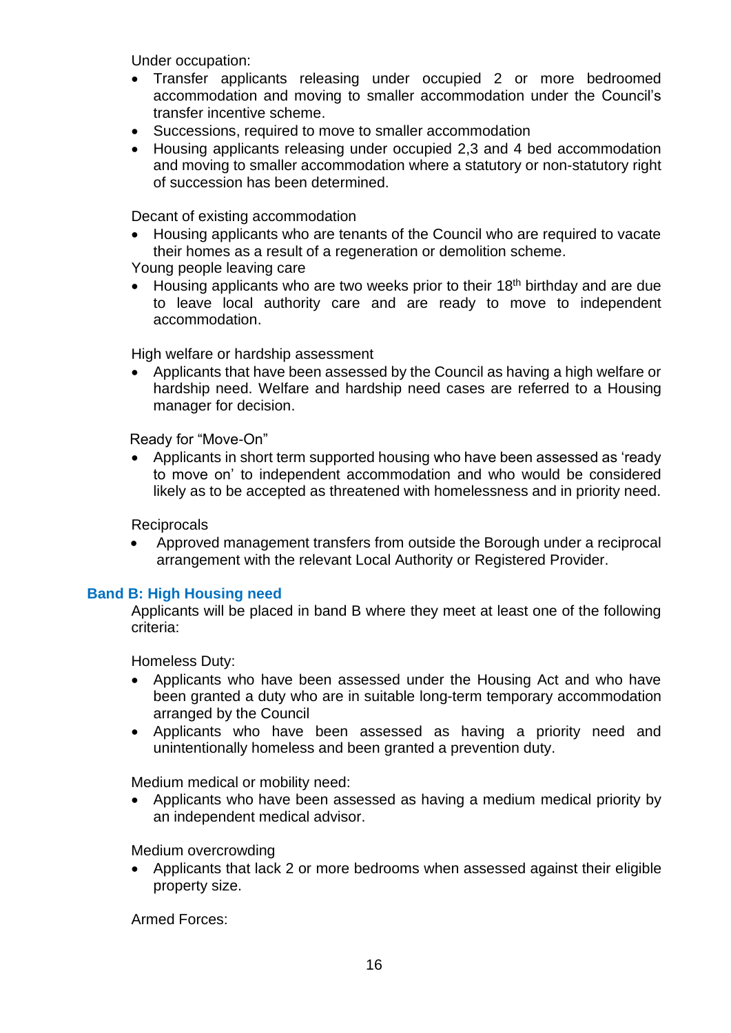Under occupation:

- Transfer applicants releasing under occupied 2 or more bedroomed accommodation and moving to smaller accommodation under the Council's transfer incentive scheme.
- Successions, required to move to smaller accommodation
- Housing applicants releasing under occupied 2,3 and 4 bed accommodation and moving to smaller accommodation where a statutory or non-statutory right of succession has been determined.

Decant of existing accommodation

- Housing applicants who are tenants of the Council who are required to vacate their homes as a result of a regeneration or demolition scheme.

Young people leaving care

- Housing applicants who are two weeks prior to their 18th birthday and are due to leave local authority care and are ready to move to independent accommodation.

High welfare or hardship assessment

- Applicants that have been assessed by the Council as having a high welfare or hardship need. Welfare and hardship need cases are referred to a Housing manager for decision.

Ready for "Move-On"

- Applicants in short term supported housing who have been assessed as 'ready to move on' to independent accommodation and who would be considered likely as to be accepted as threatened with homelessness and in priority need.

Reciprocals

- Approved management transfers from outside the Borough under a reciprocal arrangement with the relevant Local Authority or Registered Provider.

### Band B: High Housing need

Applicants will be placed in band B where they meet at least one of the following criteria:

Homeless Duty:

- Applicants who have been assessed under the Housing Act and who have been granted a duty who are in suitable long-term temporary accommodation arranged by the Council
- Applicants who have been assessed as having a priority need and unintentionally homeless and been granted a prevention duty.

Medium medical or mobility need:

- Applicants who have been assessed as having a medium medical priority by an independent medical advisor.

Medium overcrowding

- Applicants that lack 2 or more bedrooms when assessed against their eligible property size.

Armed Forces: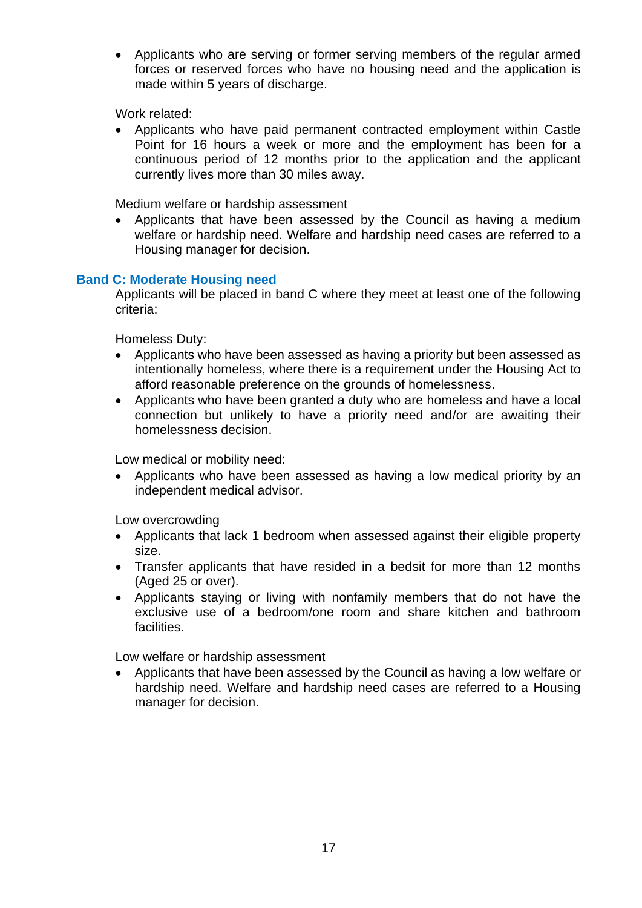- Applicants who are serving or former serving members of the regular armed forces or reserved forces who have no housing need and the application is made within 5 years of discharge.

Work related:

- Applicants who have paid permanent contracted employment within Castle Point for 16 hours a week or more and the employment has been for a continuous period of 12 months prior to the application and the applicant currently lives more than 30 miles away.

Medium welfare or hardship assessment

- Applicants that have been assessed by the Council as having a medium welfare or hardship need. Welfare and hardship need cases are referred to a Housing manager for decision.

## Band C: Moderate Housing need

Applicants will be placed in band C where they meet at least one of the following criteria:

Homeless Duty:

- Applicants who have been assessed as having a priority but been assessed as intentionally homeless, where there is a requirement under the Housing Act to afford reasonable preference on the grounds of homelessness.
- Applicants who have been granted a duty who are homeless and have a local connection but unlikely to have a priority need and/or are awaiting their homelessness decision.

Low medical or mobility need:

- Applicants who have been assessed as having a low medical priority by an independent medical advisor.

Low overcrowding

- Applicants that lack 1 bedroom when assessed against their eligible property size.
- Transfer applicants that have resided in a bedsit for more than 12 months (Aged 25 or over).
- Applicants staying or living with nonfamily members that do not have the exclusive use of a bedroom/one room and share kitchen and bathroom facilities.

Low welfare or hardship assessment

- Applicants that have been assessed by the Council as having a low welfare or hardship need. Welfare and hardship need cases are referred to a Housing manager for decision.